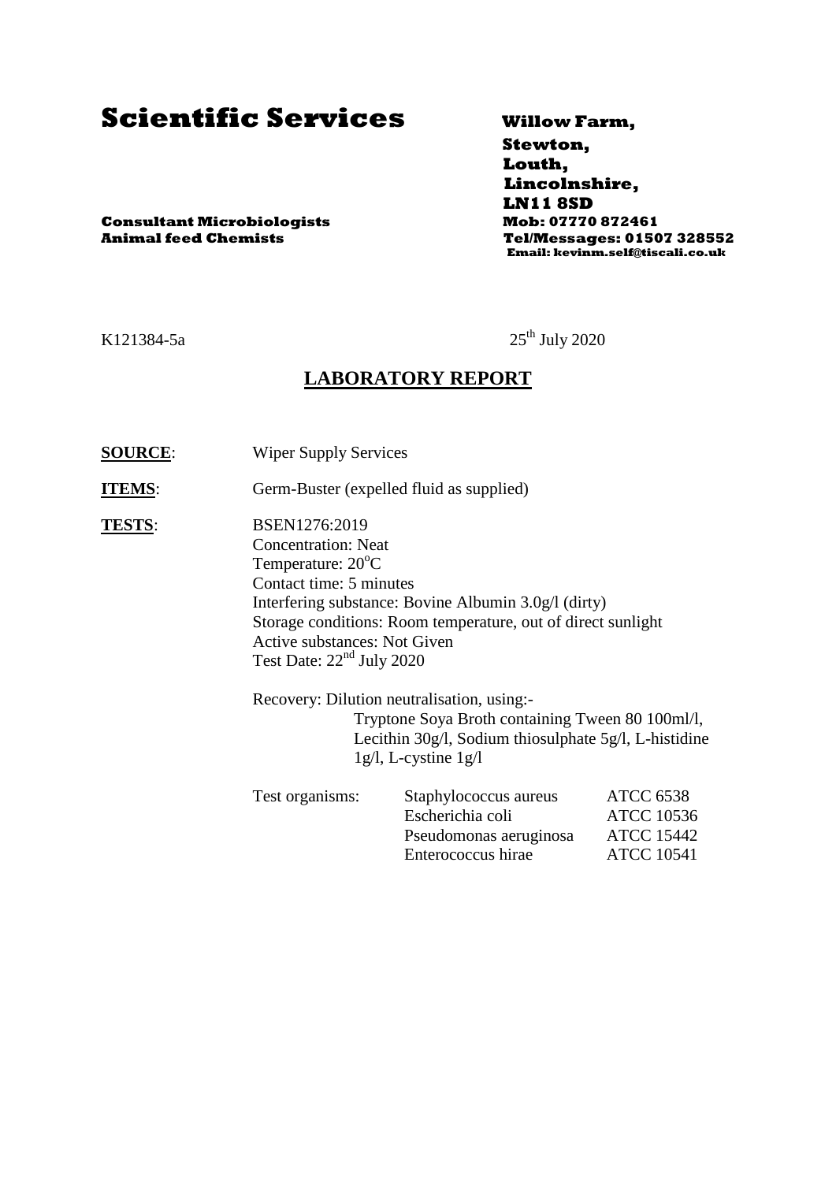# Scientific Services

**Consultant Microbiologists**
**Animal feed Chemists**

**Willow Farm,**
**Stewton,**
**Louth,**
**Lincolnshire,**
**LN11 8SD**
**Mob: 07770 872461**
**Tel/Messages: 01507 328552**
**Email: kevinm.self@tiscali.co.uk**

K121384-5a

25th July 2020

## LABORATORY REPORT

**SOURCE**: Wiper Supply Services

**ITEMS**: Germ-Buster (expelled fluid as supplied)

**TESTS**: BSEN1276:2019
Concentration: Neat
Temperature: 20°C
Contact time: 5 minutes
Interfering substance: Bovine Albumin 3.0g/l (dirty)
Storage conditions: Room temperature, out of direct sunlight
Active substances: Not Given
Test Date: 22nd July 2020

Recovery: Dilution neutralisation, using:-
Tryptone Soya Broth containing Tween 80 100ml/l, Lecithin 30g/l, Sodium thiosulphate 5g/l, L-histidine 1g/l, L-cystine 1g/l

| Test organisms: | | |
|---|---|---|
| | Staphylococcus aureus | ATCC 6538 |
| | Escherichia coli | ATCC 10536 |
| | Pseudomonas aeruginosa | ATCC 15442 |
| | Enterococcus hirae | ATCC 10541 |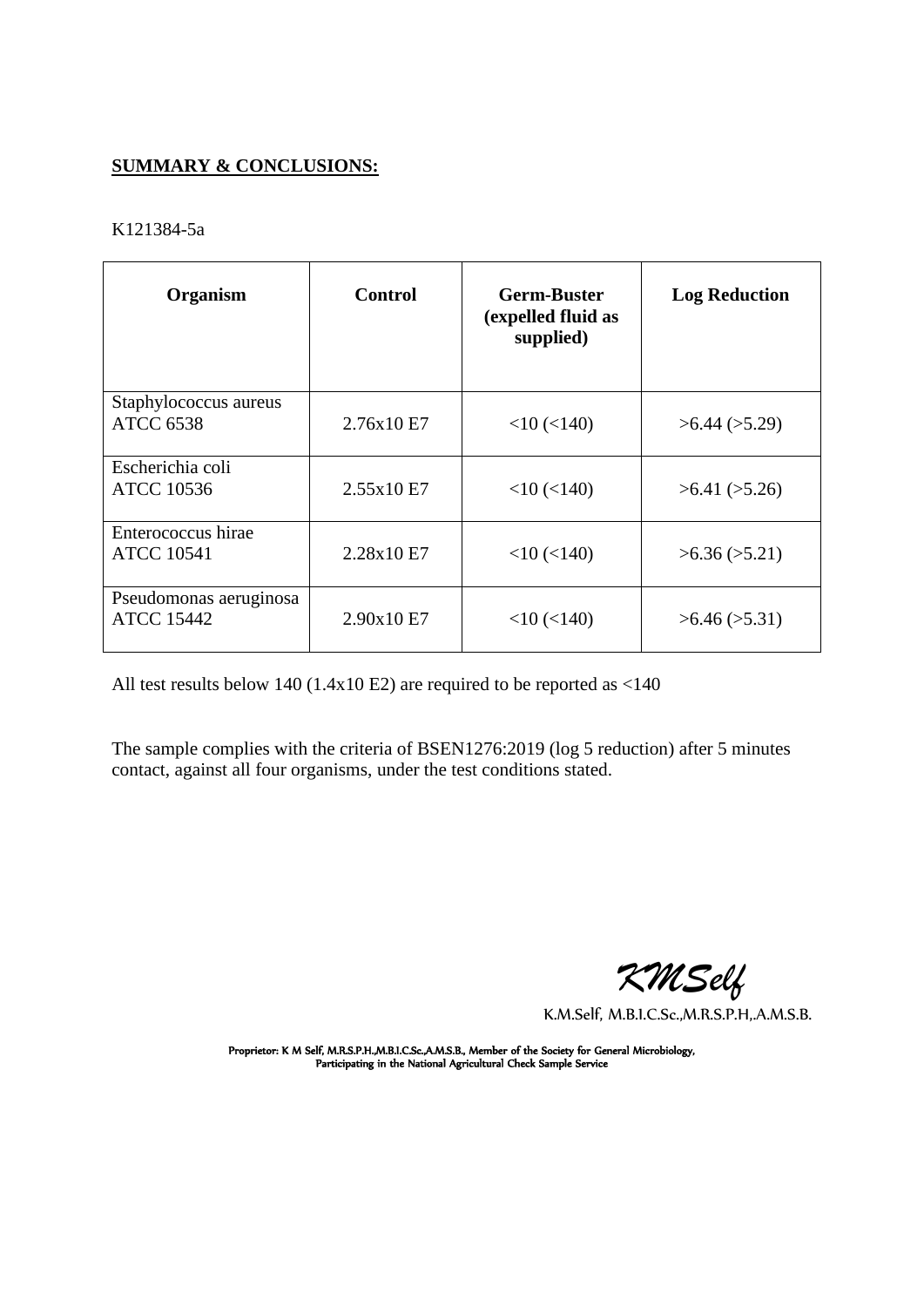**SUMMARY & CONCLUSIONS:**

K121384-5a

| Organism | Control | Germ-Buster (expelled fluid as supplied) | Log Reduction |
|---|---|---|---|
| Staphylococcus aureus ATCC 6538 | 2.76x10 E7 | <10 (<140) | >6.44 (>5.29) |
| Escherichia coli ATCC 10536 | 2.55x10 E7 | <10 (<140) | >6.41 (>5.26) |
| Enterococcus hirae ATCC 10541 | 2.28x10 E7 | <10 (<140) | >6.36 (>5.21) |
| Pseudomonas aeruginosa ATCC 15442 | 2.90x10 E7 | <10 (<140) | >6.46 (>5.31) |

All test results below 140 (1.4x10 E2) are required to be reported as <140

The sample complies with the criteria of BSEN1276:2019 (log 5 reduction) after 5 minutes contact, against all four organisms, under the test conditions stated.

*KMSelf*

K.M.Self, M.B.I.C.Sc.,M.R.S.P.H,.A.M.S.B.

Proprietor: K M Self, M.R.S.P.H.,M.B.I.C.Sc.,A.M.S.B., Member of the Society for General Microbiology, Participating in the National Agricultural Check Sample Service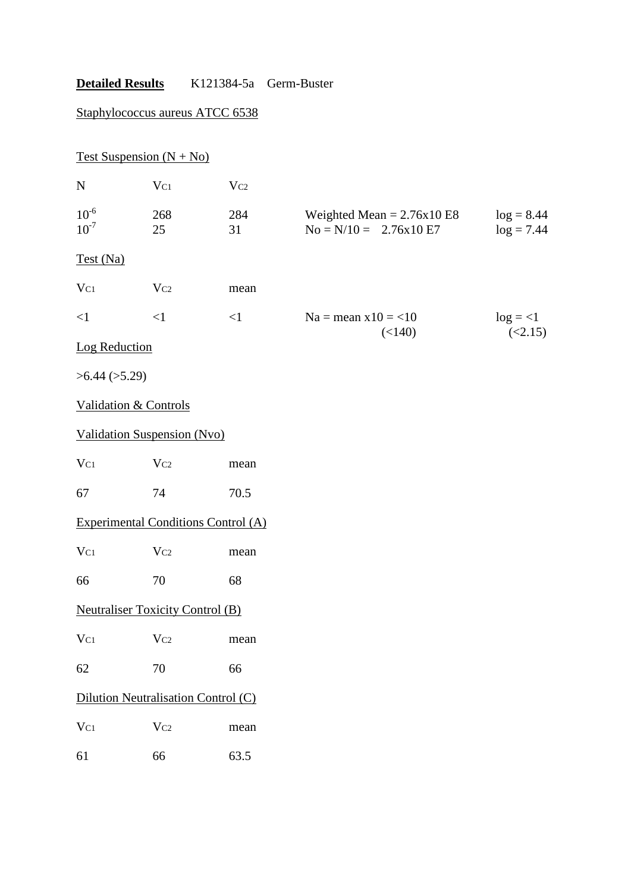**Detailed Results** K121384-5a Germ-Buster

Staphylococcus aureus ATCC 6538

Test Suspension (N + No)

| N | $V_{C1}$ | $V_{C2}$ | | |
|---|---|---|---|---|
| $10^{-6}$ | 268 | 284 | Weighted Mean = 2.76x10 E8 | log = 8.44 |
| $10^{-7}$ | 25 | 31 | No = N/10 = 2.76x10 E7 | log = 7.44 |

Test (Na)

| $V_{C1}$ | $V_{C2}$ | mean | | |
|---|---|---|---|---|
| <1 | <1 | <1 | Na = mean x10 = <10 (<140) | log = <1 (<2.15) |

Log Reduction

>6.44 (>5.29)

Validation & Controls

Validation Suspension (Nvo)

| $V_{C1}$ | $V_{C2}$ | mean |
|---|---|---|
| 67 | 74 | 70.5 |

Experimental Conditions Control (A)

| $V_{C1}$ | $V_{C2}$ | mean |
|---|---|---|
| 66 | 70 | 68 |

Neutraliser Toxicity Control (B)

| $V_{C1}$ | $V_{C2}$ | mean |
|---|---|---|
| 62 | 70 | 66 |

Dilution Neutralisation Control (C)

| $V_{C1}$ | $V_{C2}$ | mean |
|---|---|---|
| 61 | 66 | 63.5 |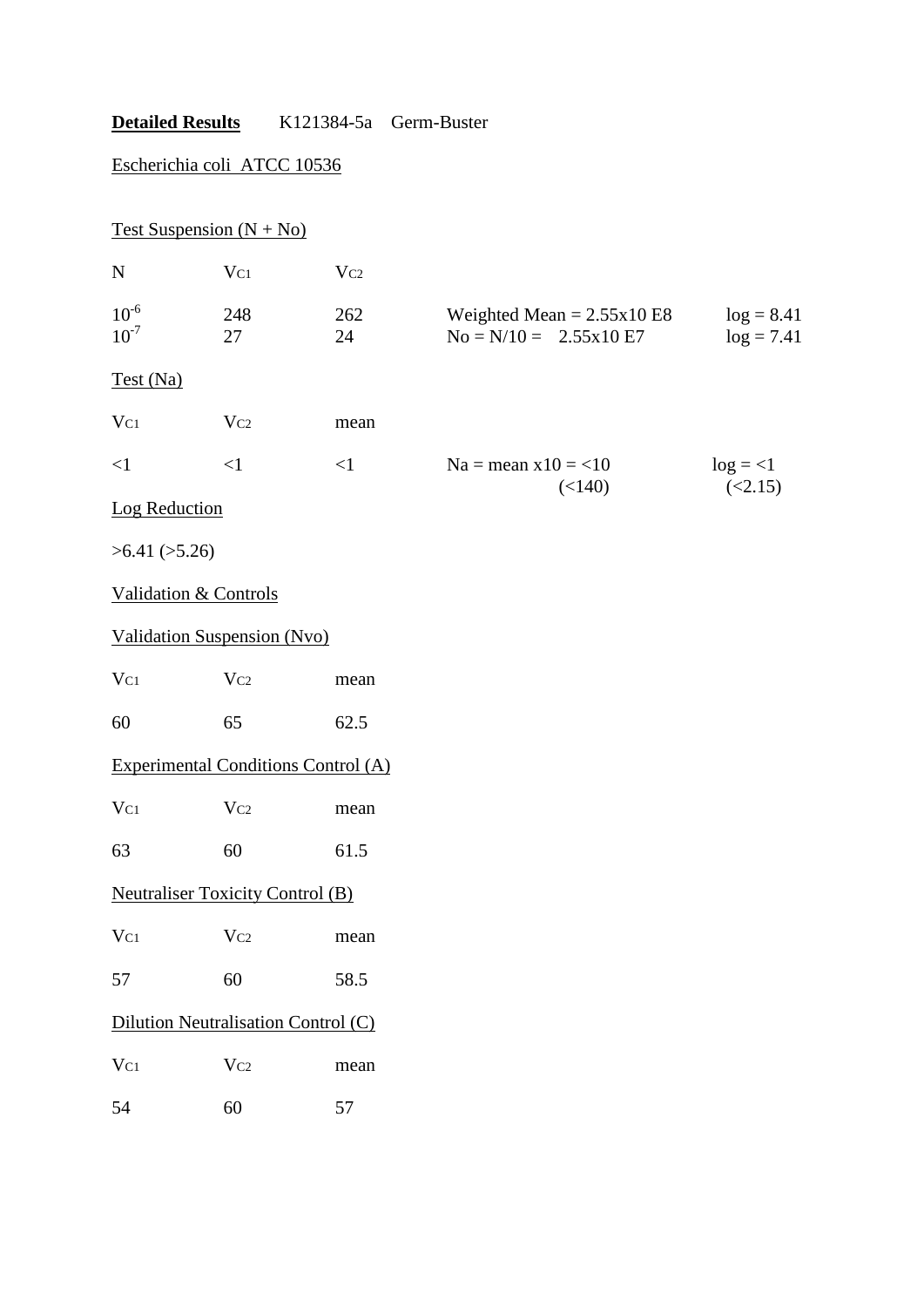**Detailed Results** K121384-5a Germ-Buster

Escherichia coli ATCC 10536

Test Suspension (N + No)

| N | $V_{C1}$ | $V_{C2}$ | | |
|---|---|---|---|---|
| $10^{-6}$ | 248 | 262 | Weighted Mean = 2.55x10 E8 | log = 8.41 |
| $10^{-7}$ | 27 | 24 | No = N/10 = 2.55x10 E7 | log = 7.41 |

Test (Na)

| $V_{C1}$ | $V_{C2}$ | mean | | |
|---|---|---|---|---|
| <1 | <1 | <1 | Na = mean x10 = <10 (<140) | log = <1 (<2.15) |

Log Reduction

>6.41 (>5.26)

Validation & Controls

Validation Suspension (Nvo)

| $V_{C1}$ | $V_{C2}$ | mean |
|---|---|---|
| 60 | 65 | 62.5 |

Experimental Conditions Control (A)

| $V_{C1}$ | $V_{C2}$ | mean |
|---|---|---|
| 63 | 60 | 61.5 |

Neutraliser Toxicity Control (B)

| $V_{C1}$ | $V_{C2}$ | mean |
|---|---|---|
| 57 | 60 | 58.5 |

Dilution Neutralisation Control (C)

| $V_{C1}$ | $V_{C2}$ | mean |
|---|---|---|
| 54 | 60 | 57 |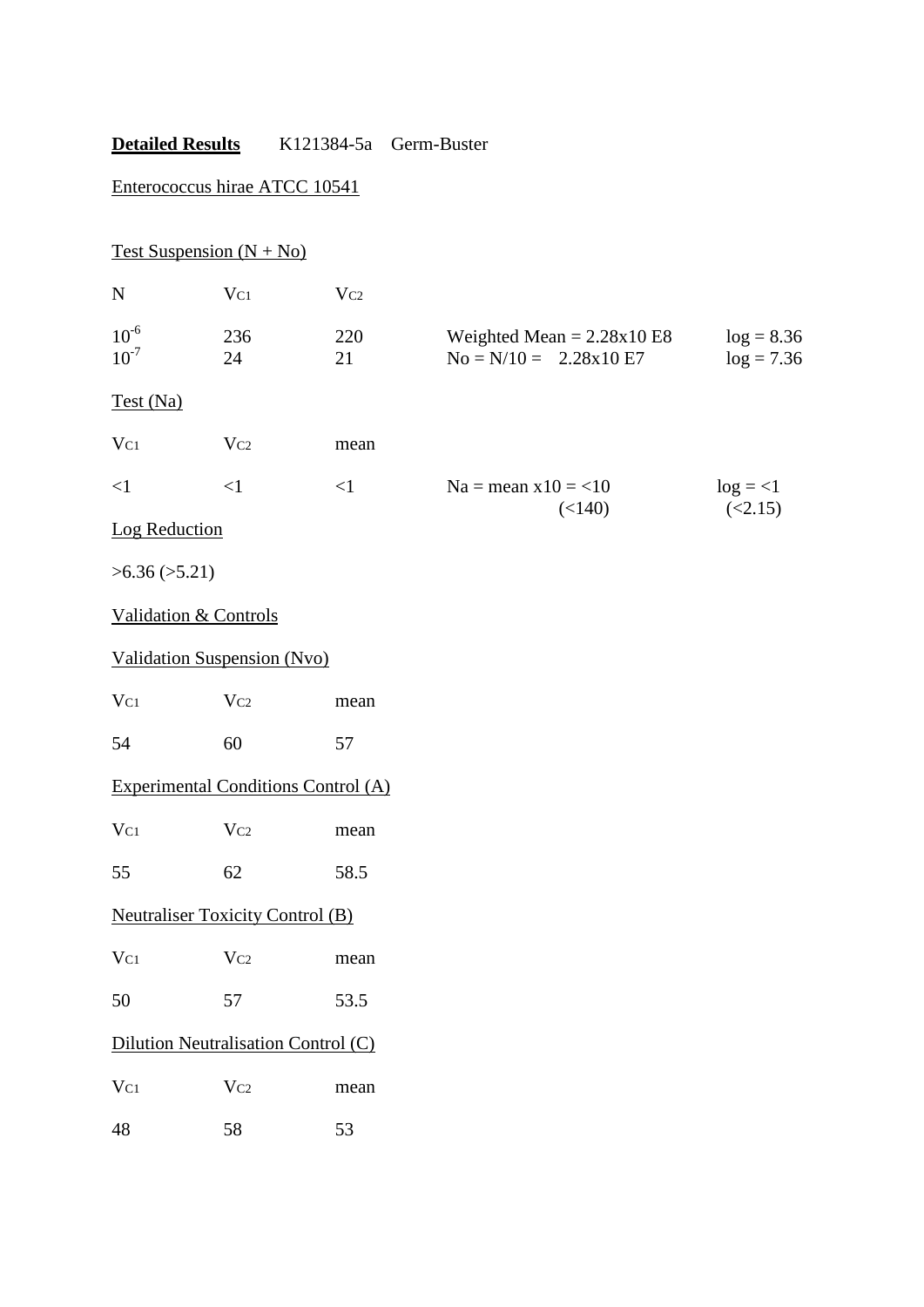**Detailed Results** K121384-5a Germ-Buster

Enterococcus hirae ATCC 10541

Test Suspension (N + No)

| N | $V_{C1}$ | $V_{C2}$ | | |
|---|---|---|---|---|
| $10^{-6}$ | 236 | 220 | Weighted Mean = 2.28x10 E8 | log = 8.36 |
| $10^{-7}$ | 24 | 21 | No = N/10 = 2.28x10 E7 | log = 7.36 |

Test (Na)

| $V_{C1}$ | $V_{C2}$ | mean | | |
|---|---|---|---|---|
| <1 | <1 | <1 | Na = mean x10 = <10 (<140) | log = <1 (<2.15) |

Log Reduction

>6.36 (>5.21)

Validation & Controls

Validation Suspension (Nvo)

| $V_{C1}$ | $V_{C2}$ | mean |
|---|---|---|
| 54 | 60 | 57 |

Experimental Conditions Control (A)

| $V_{C1}$ | $V_{C2}$ | mean |
|---|---|---|
| 55 | 62 | 58.5 |

Neutraliser Toxicity Control (B)

| $V_{C1}$ | $V_{C2}$ | mean |
|---|---|---|
| 50 | 57 | 53.5 |

Dilution Neutralisation Control (C)

| $V_{C1}$ | $V_{C2}$ | mean |
|---|---|---|
| 48 | 58 | 53 |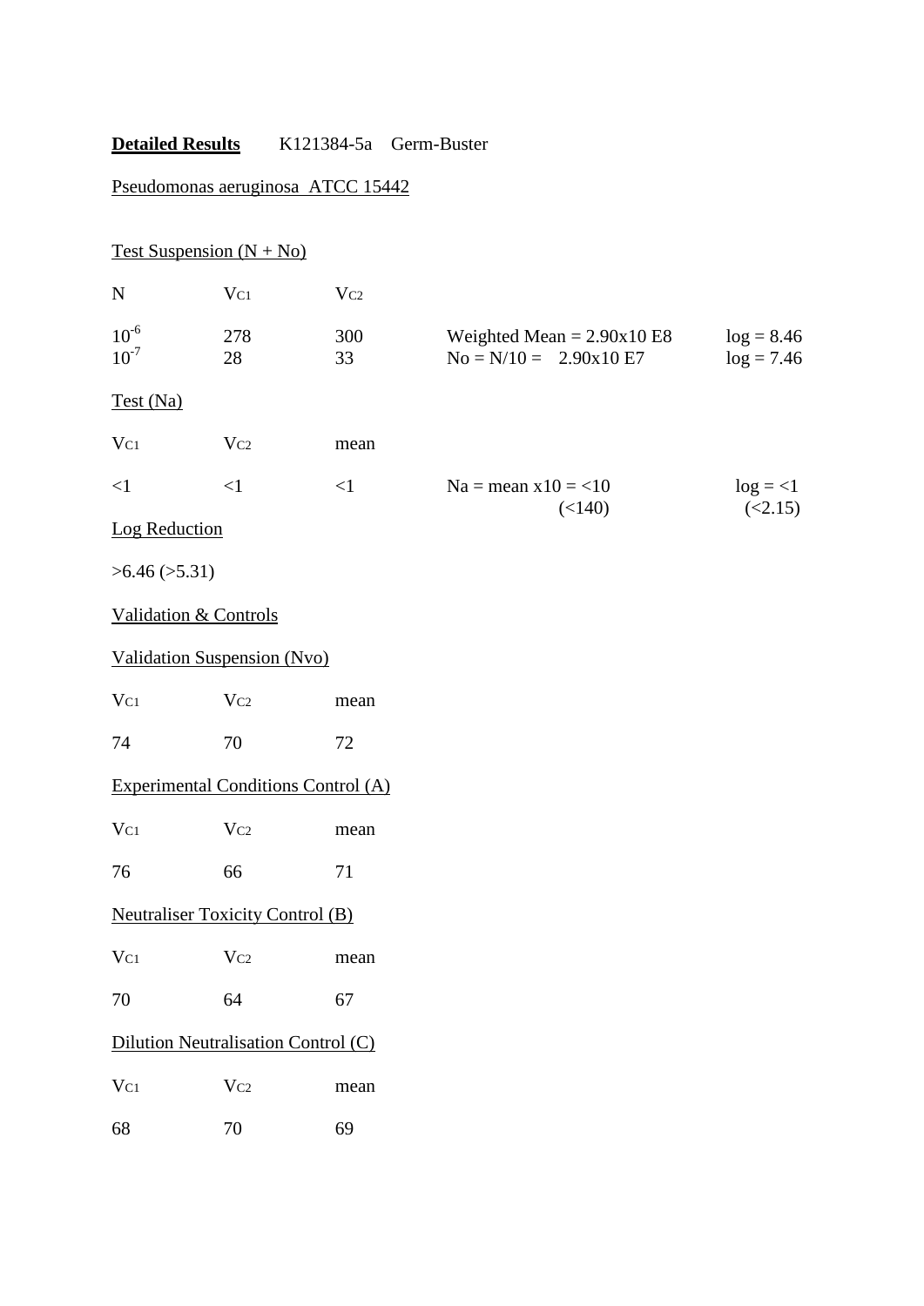**Detailed Results** K121384-5a Germ-Buster

Pseudomonas aeruginosa ATCC 15442

Test Suspension (N + No)

| N | $V_{C1}$ | $V_{C2}$ | | |
|---|---|---|---|---|
| $10^{-6}$ | 278 | 300 | Weighted Mean = 2.90x10 E8 | log = 8.46 |
| $10^{-7}$ | 28 | 33 | No = N/10 = 2.90x10 E7 | log = 7.46 |

Test (Na)

| $V_{C1}$ | $V_{C2}$ | mean | | |
|---|---|---|---|---|
| <1 | <1 | <1 | Na = mean x10 = <10 (<140) | log = <1 (<2.15) |

Log Reduction

>6.46 (>5.31)

Validation & Controls

Validation Suspension (Nvo)

| $V_{C1}$ | $V_{C2}$ | mean |
|---|---|---|
| 74 | 70 | 72 |

Experimental Conditions Control (A)

| $V_{C1}$ | $V_{C2}$ | mean |
|---|---|---|
| 76 | 66 | 71 |

Neutraliser Toxicity Control (B)

| $V_{C1}$ | $V_{C2}$ | mean |
|---|---|---|
| 70 | 64 | 67 |

Dilution Neutralisation Control (C)

| $V_{C1}$ | $V_{C2}$ | mean |
|---|---|---|
| 68 | 70 | 69 |